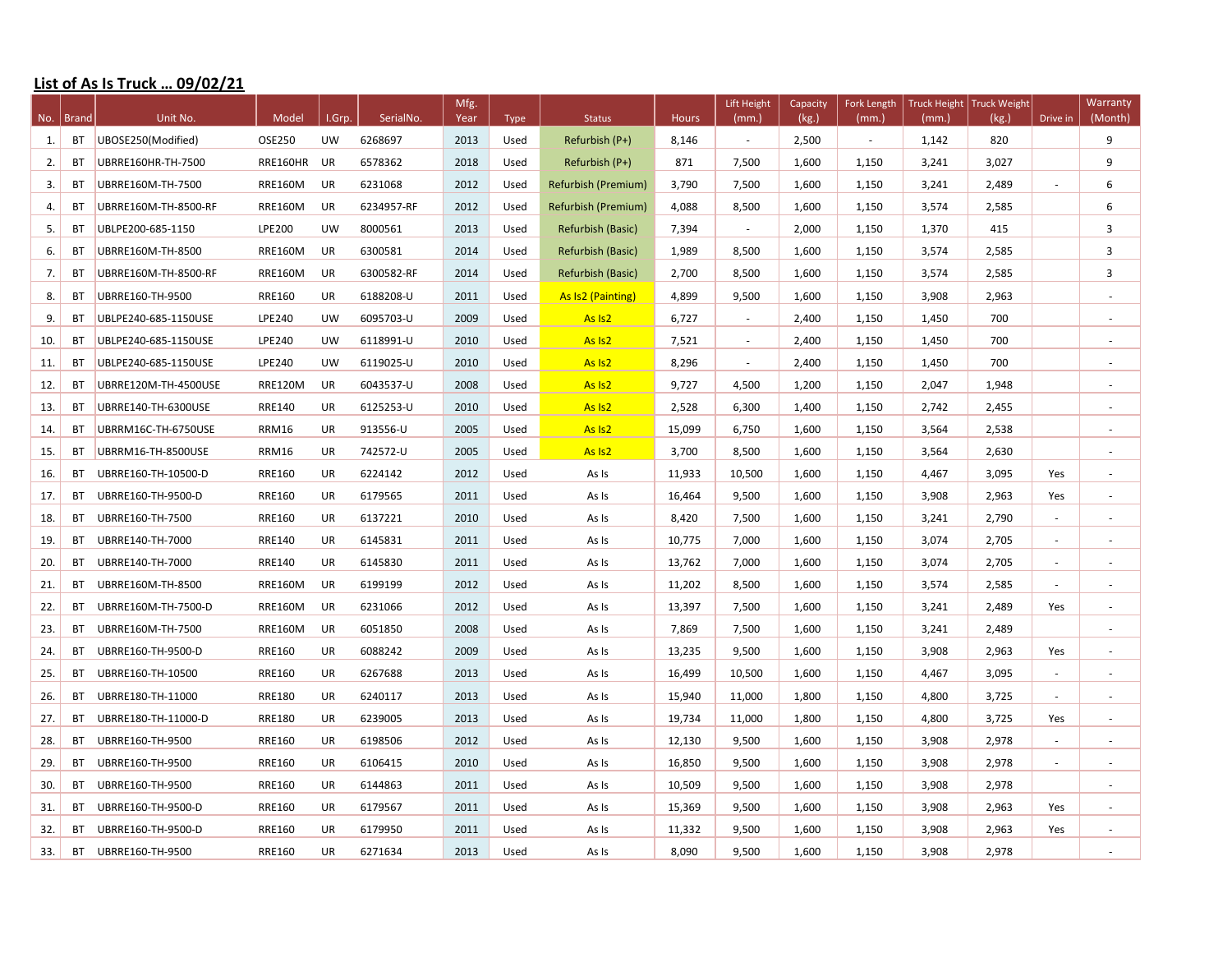**List of As Is Truck … 09/02/21**

| No. | Brand | Unit No. | Model | I.Grp. | SerialNo. | Mfg. Year | Type | Status | Hours | Lift Height (mm.) | Capacity (kg.) | Fork Length (mm.) | Truck Height (mm.) | Truck Weight (kg.) | Drive in | Warranty (Month) |
|---|---|---|---|---|---|---|---|---|---|---|---|---|---|---|---|---|
| 1. | BT | UBOSE250(Modified) | OSE250 | UW | 6268697 | 2013 | Used | Refurbish (P+) | 8,146 | - | 2,500 | - | 1,142 | 820 | | 9 |
| 2. | BT | UBRRE160HR-TH-7500 | RRE160HR | UR | 6578362 | 2018 | Used | Refurbish (P+) | 871 | 7,500 | 1,600 | 1,150 | 3,241 | 3,027 | | 9 |
| 3. | BT | UBRRE160M-TH-7500 | RRE160M | UR | 6231068 | 2012 | Used | Refurbish (Premium) | 3,790 | 7,500 | 1,600 | 1,150 | 3,241 | 2,489 | - | 6 |
| 4. | BT | UBRRE160M-TH-8500-RF | RRE160M | UR | 6234957-RF | 2012 | Used | Refurbish (Premium) | 4,088 | 8,500 | 1,600 | 1,150 | 3,574 | 2,585 | | 6 |
| 5. | BT | UBLPE200-685-1150 | LPE200 | UW | 8000561 | 2013 | Used | Refurbish (Basic) | 7,394 | - | 2,000 | 1,150 | 1,370 | 415 | | 3 |
| 6. | BT | UBRRE160M-TH-8500 | RRE160M | UR | 6300581 | 2014 | Used | Refurbish (Basic) | 1,989 | 8,500 | 1,600 | 1,150 | 3,574 | 2,585 | | 3 |
| 7. | BT | UBRRE160M-TH-8500-RF | RRE160M | UR | 6300582-RF | 2014 | Used | Refurbish (Basic) | 2,700 | 8,500 | 1,600 | 1,150 | 3,574 | 2,585 | | 3 |
| 8. | BT | UBRRE160-TH-9500 | RRE160 | UR | 6188208-U | 2011 | Used | As Is2 (Painting) | 4,899 | 9,500 | 1,600 | 1,150 | 3,908 | 2,963 | | - |
| 9. | BT | UBLPE240-685-1150USE | LPE240 | UW | 6095703-U | 2009 | Used | As Is2 | 6,727 | - | 2,400 | 1,150 | 1,450 | 700 | | - |
| 10. | BT | UBLPE240-685-1150USE | LPE240 | UW | 6118991-U | 2010 | Used | As Is2 | 7,521 | - | 2,400 | 1,150 | 1,450 | 700 | | - |
| 11. | BT | UBLPE240-685-1150USE | LPE240 | UW | 6119025-U | 2010 | Used | As Is2 | 8,296 | - | 2,400 | 1,150 | 1,450 | 700 | | - |
| 12. | BT | UBRRE120M-TH-4500USE | RRE120M | UR | 6043537-U | 2008 | Used | As Is2 | 9,727 | 4,500 | 1,200 | 1,150 | 2,047 | 1,948 | | - |
| 13. | BT | UBRRE140-TH-6300USE | RRE140 | UR | 6125253-U | 2010 | Used | As Is2 | 2,528 | 6,300 | 1,400 | 1,150 | 2,742 | 2,455 | | - |
| 14. | BT | UBRRM16C-TH-6750USE | RRM16 | UR | 913556-U | 2005 | Used | As Is2 | 15,099 | 6,750 | 1,600 | 1,150 | 3,564 | 2,538 | | - |
| 15. | BT | UBRRM16-TH-8500USE | RRM16 | UR | 742572-U | 2005 | Used | As Is2 | 3,700 | 8,500 | 1,600 | 1,150 | 3,564 | 2,630 | | - |
| 16. | BT | UBRRE160-TH-10500-D | RRE160 | UR | 6224142 | 2012 | Used | As Is | 11,933 | 10,500 | 1,600 | 1,150 | 4,467 | 3,095 | Yes | - |
| 17. | BT | UBRRE160-TH-9500-D | RRE160 | UR | 6179565 | 2011 | Used | As Is | 16,464 | 9,500 | 1,600 | 1,150 | 3,908 | 2,963 | Yes | - |
| 18. | BT | UBRRE160-TH-7500 | RRE160 | UR | 6137221 | 2010 | Used | As Is | 8,420 | 7,500 | 1,600 | 1,150 | 3,241 | 2,790 | - | - |
| 19. | BT | UBRRE140-TH-7000 | RRE140 | UR | 6145831 | 2011 | Used | As Is | 10,775 | 7,000 | 1,600 | 1,150 | 3,074 | 2,705 | - | - |
| 20. | BT | UBRRE140-TH-7000 | RRE140 | UR | 6145830 | 2011 | Used | As Is | 13,762 | 7,000 | 1,600 | 1,150 | 3,074 | 2,705 | - | - |
| 21. | BT | UBRRE160M-TH-8500 | RRE160M | UR | 6199199 | 2012 | Used | As Is | 11,202 | 8,500 | 1,600 | 1,150 | 3,574 | 2,585 | - | - |
| 22. | BT | UBRRE160M-TH-7500-D | RRE160M | UR | 6231066 | 2012 | Used | As Is | 13,397 | 7,500 | 1,600 | 1,150 | 3,241 | 2,489 | Yes | - |
| 23. | BT | UBRRE160M-TH-7500 | RRE160M | UR | 6051850 | 2008 | Used | As Is | 7,869 | 7,500 | 1,600 | 1,150 | 3,241 | 2,489 | | - |
| 24. | BT | UBRRE160-TH-9500-D | RRE160 | UR | 6088242 | 2009 | Used | As Is | 13,235 | 9,500 | 1,600 | 1,150 | 3,908 | 2,963 | Yes | - |
| 25. | BT | UBRRE160-TH-10500 | RRE160 | UR | 6267688 | 2013 | Used | As Is | 16,499 | 10,500 | 1,600 | 1,150 | 4,467 | 3,095 | - | - |
| 26. | BT | UBRRE180-TH-11000 | RRE180 | UR | 6240117 | 2013 | Used | As Is | 15,940 | 11,000 | 1,800 | 1,150 | 4,800 | 3,725 | - | - |
| 27. | BT | UBRRE180-TH-11000-D | RRE180 | UR | 6239005 | 2013 | Used | As Is | 19,734 | 11,000 | 1,800 | 1,150 | 4,800 | 3,725 | Yes | - |
| 28. | BT | UBRRE160-TH-9500 | RRE160 | UR | 6198506 | 2012 | Used | As Is | 12,130 | 9,500 | 1,600 | 1,150 | 3,908 | 2,978 | - | - |
| 29. | BT | UBRRE160-TH-9500 | RRE160 | UR | 6106415 | 2010 | Used | As Is | 16,850 | 9,500 | 1,600 | 1,150 | 3,908 | 2,978 | - | - |
| 30. | BT | UBRRE160-TH-9500 | RRE160 | UR | 6144863 | 2011 | Used | As Is | 10,509 | 9,500 | 1,600 | 1,150 | 3,908 | 2,978 | | - |
| 31. | BT | UBRRE160-TH-9500-D | RRE160 | UR | 6179567 | 2011 | Used | As Is | 15,369 | 9,500 | 1,600 | 1,150 | 3,908 | 2,963 | Yes | - |
| 32. | BT | UBRRE160-TH-9500-D | RRE160 | UR | 6179950 | 2011 | Used | As Is | 11,332 | 9,500 | 1,600 | 1,150 | 3,908 | 2,963 | Yes | - |
| 33. | BT | UBRRE160-TH-9500 | RRE160 | UR | 6271634 | 2013 | Used | As Is | 8,090 | 9,500 | 1,600 | 1,150 | 3,908 | 2,978 | | - |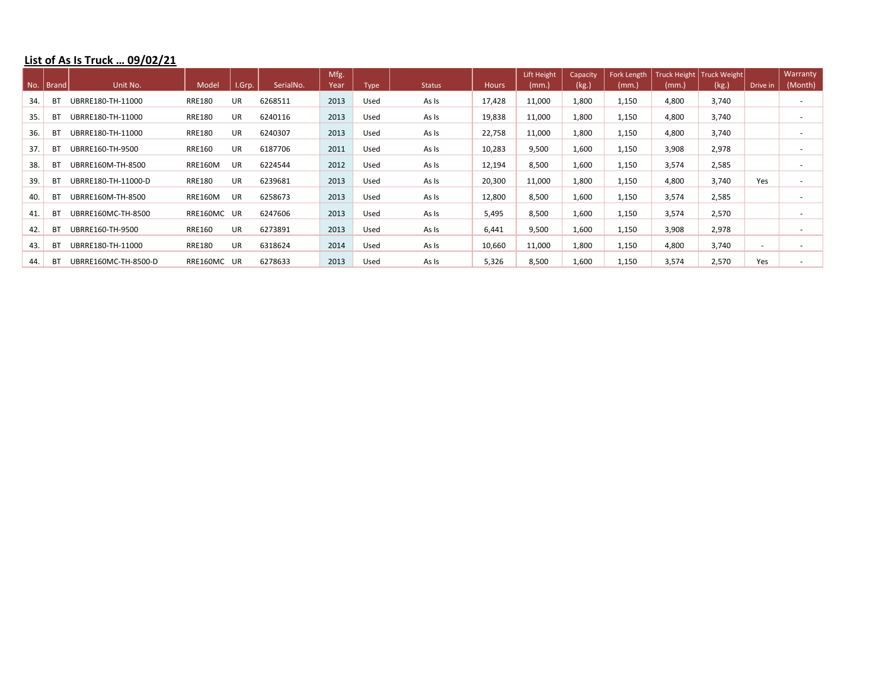**List of As Is Truck ... 09/02/21**

| No. | Brand | Unit No. | Model | I.Grp. | SerialNo. | Mfg. Year | Type | Status | Hours | Lift Height (mm.) | Capacity (kg.) | Fork Length (mm.) | Truck Height (mm.) | Truck Weight (kg.) | Drive in | Warranty (Month) |
|---|---|---|---|---|---|---|---|---|---|---|---|---|---|---|---|---|
| 34. | BT | UBRRE180-TH-11000 | RRE180 | UR | 6268511 | 2013 | Used | As Is | 17,428 | 11,000 | 1,800 | 1,150 | 4,800 | 3,740 | | - |
| 35. | BT | UBRRE180-TH-11000 | RRE180 | UR | 6240116 | 2013 | Used | As Is | 19,838 | 11,000 | 1,800 | 1,150 | 4,800 | 3,740 | | - |
| 36. | BT | UBRRE180-TH-11000 | RRE180 | UR | 6240307 | 2013 | Used | As Is | 22,758 | 11,000 | 1,800 | 1,150 | 4,800 | 3,740 | | - |
| 37. | BT | UBRRE160-TH-9500 | RRE160 | UR | 6187706 | 2011 | Used | As Is | 10,283 | 9,500 | 1,600 | 1,150 | 3,908 | 2,978 | | - |
| 38. | BT | UBRRE160M-TH-8500 | RRE160M | UR | 6224544 | 2012 | Used | As Is | 12,194 | 8,500 | 1,600 | 1,150 | 3,574 | 2,585 | | - |
| 39. | BT | UBRRE180-TH-11000-D | RRE180 | UR | 6239681 | 2013 | Used | As Is | 20,300 | 11,000 | 1,800 | 1,150 | 4,800 | 3,740 | Yes | - |
| 40. | BT | UBRRE160M-TH-8500 | RRE160M | UR | 6258673 | 2013 | Used | As Is | 12,800 | 8,500 | 1,600 | 1,150 | 3,574 | 2,585 | | - |
| 41. | BT | UBRRE160MC-TH-8500 | RRE160MC | UR | 6247606 | 2013 | Used | As Is | 5,495 | 8,500 | 1,600 | 1,150 | 3,574 | 2,570 | | - |
| 42. | BT | UBRRE160-TH-9500 | RRE160 | UR | 6273891 | 2013 | Used | As Is | 6,441 | 9,500 | 1,600 | 1,150 | 3,908 | 2,978 | | - |
| 43. | BT | UBRRE180-TH-11000 | RRE180 | UR | 6318624 | 2014 | Used | As Is | 10,660 | 11,000 | 1,800 | 1,150 | 4,800 | 3,740 | - | - |
| 44. | BT | UBRRE160MC-TH-8500-D | RRE160MC | UR | 6278633 | 2013 | Used | As Is | 5,326 | 8,500 | 1,600 | 1,150 | 3,574 | 2,570 | Yes | - |